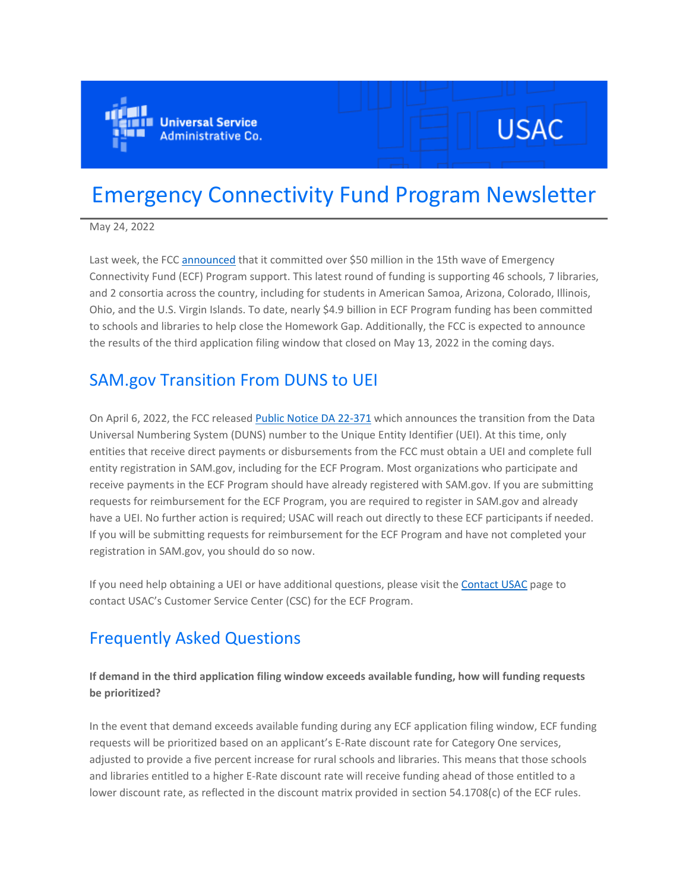# Emergency Connectivity Fund Program Newsletter

May 24, 2022

Last week, the FCC announced that it committed over $50 million in the 15th wave of Emergency Connectivity Fund (ECF) Program support. This latest round of funding is supporting 46 schools, 7 libraries, and 2 consortia across the country, including for students in American Samoa, Arizona, Colorado, Illinois, Ohio, and the U.S. Virgin Islands. To date, nearly $4.9 billion in ECF Program funding has been committed to schools and libraries to help close the Homework Gap. Additionally, the FCC is expected to announce the results of the third application filing window that closed on May 13, 2022 in the coming days.

## SAM.gov Transition From DUNS to UEI

On April 6, 2022, the FCC released Public Notice DA 22-371 which announces the transition from the Data Universal Numbering System (DUNS) number to the Unique Entity Identifier (UEI). At this time, only entities that receive direct payments or disbursements from the FCC must obtain a UEI and complete full entity registration in SAM.gov, including for the ECF Program. Most organizations who participate and receive payments in the ECF Program should have already registered with SAM.gov. If you are submitting requests for reimbursement for the ECF Program, you are required to register in SAM.gov and already have a UEI. No further action is required; USAC will reach out directly to these ECF participants if needed. If you will be submitting requests for reimbursement for the ECF Program and have not completed your registration in SAM.gov, you should do so now.

If you need help obtaining a UEI or have additional questions, please visit the Contact USAC page to contact USAC's Customer Service Center (CSC) for the ECF Program.

## Frequently Asked Questions

**If demand in the third application filing window exceeds available funding, how will funding requests be prioritized?**

In the event that demand exceeds available funding during any ECF application filing window, ECF funding requests will be prioritized based on an applicant's E-Rate discount rate for Category One services, adjusted to provide a five percent increase for rural schools and libraries. This means that those schools and libraries entitled to a higher E-Rate discount rate will receive funding ahead of those entitled to a lower discount rate, as reflected in the discount matrix provided in section 54.1708(c) of the ECF rules.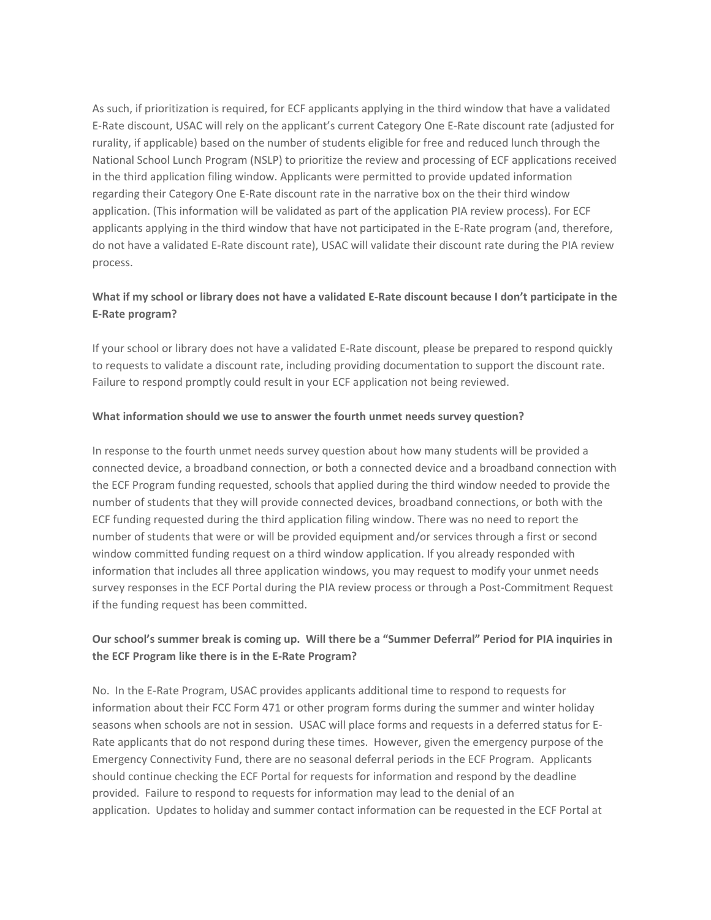As such, if prioritization is required, for ECF applicants applying in the third window that have a validated E-Rate discount, USAC will rely on the applicant's current Category One E-Rate discount rate (adjusted for rurality, if applicable) based on the number of students eligible for free and reduced lunch through the National School Lunch Program (NSLP) to prioritize the review and processing of ECF applications received in the third application filing window. Applicants were permitted to provide updated information regarding their Category One E-Rate discount rate in the narrative box on the their third window application. (This information will be validated as part of the application PIA review process). For ECF applicants applying in the third window that have not participated in the E-Rate program (and, therefore, do not have a validated E-Rate discount rate), USAC will validate their discount rate during the PIA review process.

**What if my school or library does not have a validated E-Rate discount because I don't participate in the E-Rate program?**

If your school or library does not have a validated E-Rate discount, please be prepared to respond quickly to requests to validate a discount rate, including providing documentation to support the discount rate. Failure to respond promptly could result in your ECF application not being reviewed.

**What information should we use to answer the fourth unmet needs survey question?**

In response to the fourth unmet needs survey question about how many students will be provided a connected device, a broadband connection, or both a connected device and a broadband connection with the ECF Program funding requested, schools that applied during the third window needed to provide the number of students that they will provide connected devices, broadband connections, or both with the ECF funding requested during the third application filing window. There was no need to report the number of students that were or will be provided equipment and/or services through a first or second window committed funding request on a third window application. If you already responded with information that includes all three application windows, you may request to modify your unmet needs survey responses in the ECF Portal during the PIA review process or through a Post-Commitment Request if the funding request has been committed.

**Our school's summer break is coming up. Will there be a "Summer Deferral" Period for PIA inquiries in the ECF Program like there is in the E-Rate Program?**

No. In the E-Rate Program, USAC provides applicants additional time to respond to requests for information about their FCC Form 471 or other program forms during the summer and winter holiday seasons when schools are not in session. USAC will place forms and requests in a deferred status for E-Rate applicants that do not respond during these times. However, given the emergency purpose of the Emergency Connectivity Fund, there are no seasonal deferral periods in the ECF Program. Applicants should continue checking the ECF Portal for requests for information and respond by the deadline provided. Failure to respond to requests for information may lead to the denial of an application. Updates to holiday and summer contact information can be requested in the ECF Portal at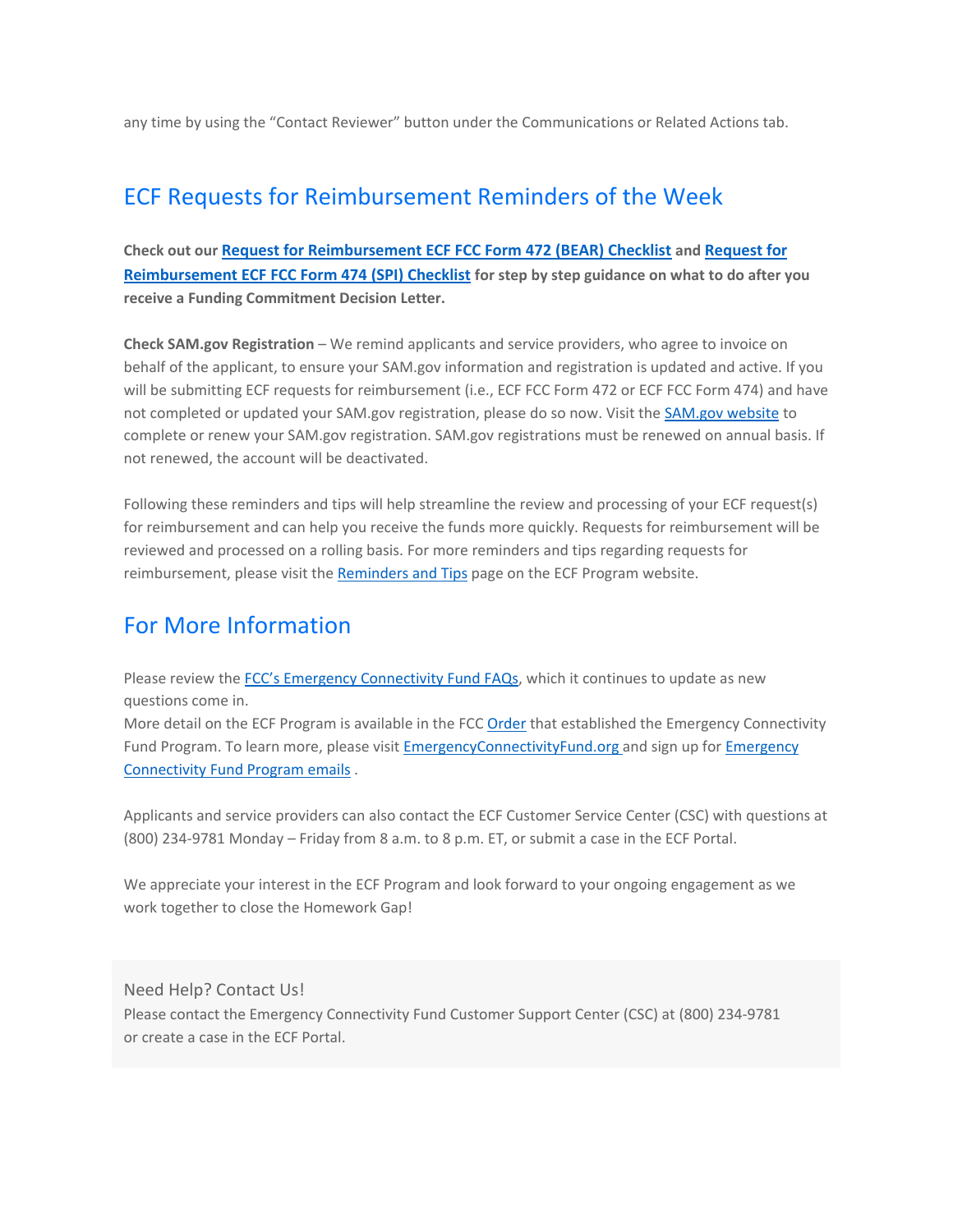any time by using the "Contact Reviewer" button under the Communications or Related Actions tab.

## ECF Requests for Reimbursement Reminders of the Week

**Check out our Request for Reimbursement ECF FCC Form 472 (BEAR) Checklist and Request for Reimbursement ECF FCC Form 474 (SPI) Checklist for step by step guidance on what to do after you receive a Funding Commitment Decision Letter.**

**Check SAM.gov Registration** – We remind applicants and service providers, who agree to invoice on behalf of the applicant, to ensure your SAM.gov information and registration is updated and active. If you will be submitting ECF requests for reimbursement (i.e., ECF FCC Form 472 or ECF FCC Form 474) and have not completed or updated your SAM.gov registration, please do so now. Visit the SAM.gov website to complete or renew your SAM.gov registration. SAM.gov registrations must be renewed on annual basis. If not renewed, the account will be deactivated.

Following these reminders and tips will help streamline the review and processing of your ECF request(s) for reimbursement and can help you receive the funds more quickly. Requests for reimbursement will be reviewed and processed on a rolling basis. For more reminders and tips regarding requests for reimbursement, please visit the Reminders and Tips page on the ECF Program website.

## For More Information

Please review the FCC's Emergency Connectivity Fund FAQs, which it continues to update as new questions come in.
More detail on the ECF Program is available in the FCC Order that established the Emergency Connectivity Fund Program. To learn more, please visit EmergencyConnectivityFund.org and sign up for Emergency Connectivity Fund Program emails .

Applicants and service providers can also contact the ECF Customer Service Center (CSC) with questions at (800) 234-9781 Monday – Friday from 8 a.m. to 8 p.m. ET, or submit a case in the ECF Portal.

We appreciate your interest in the ECF Program and look forward to your ongoing engagement as we work together to close the Homework Gap!

Need Help? Contact Us!
Please contact the Emergency Connectivity Fund Customer Support Center (CSC) at (800) 234-9781 or create a case in the ECF Portal.